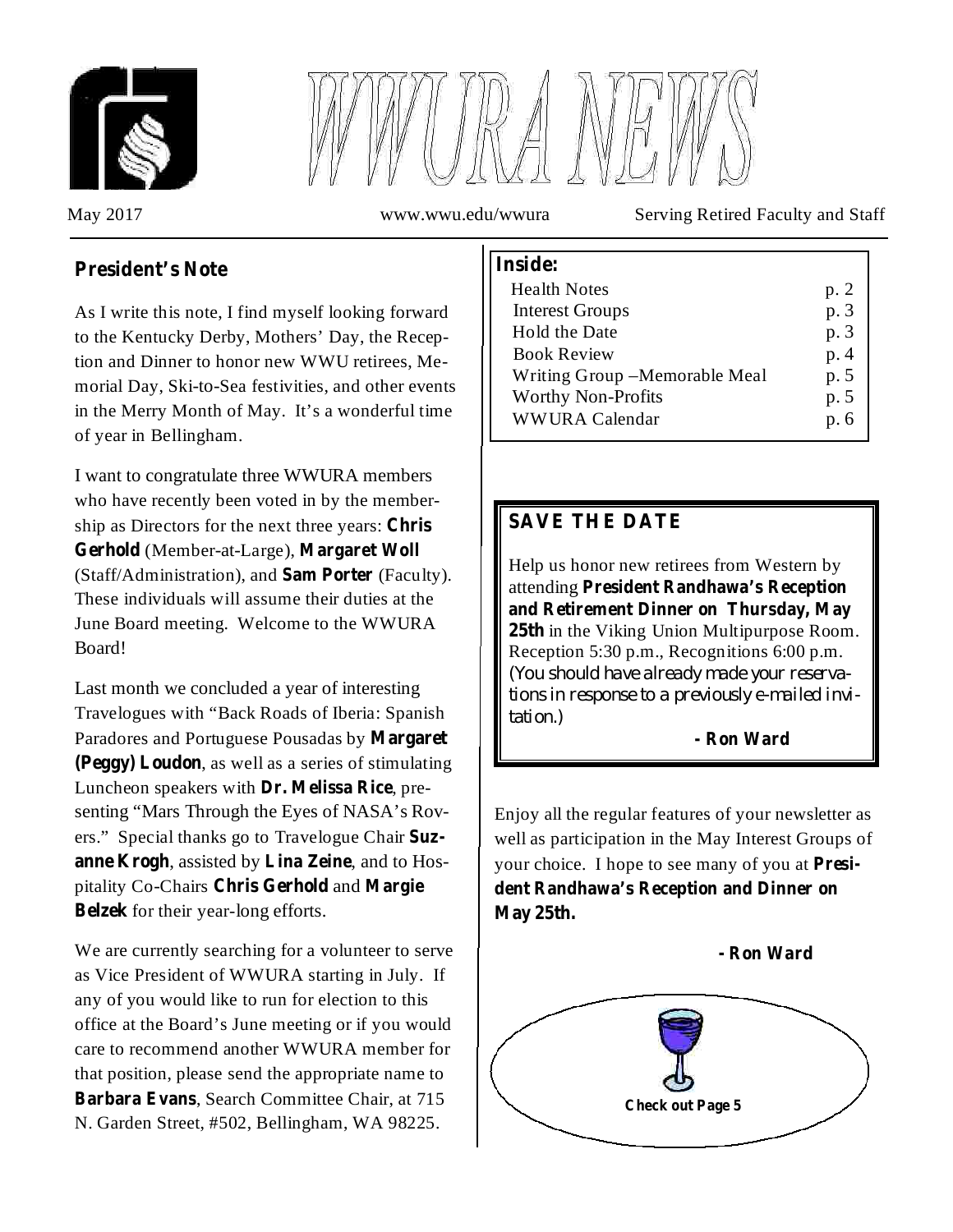# WWURA NEWS

May 2017 www.wwu.edu/wwura Serving Retired Faculty and Staff

## President's Note

As I write this note, I find myself looking forward to the Kentucky Derby, Mothers' Day, the Reception and Dinner to honor new WWU retirees, Memorial Day, Ski-to-Sea festivities, and other events in the Merry Month of May. It's a wonderful time of year in Bellingham.

I want to congratulate three WWURA members who have recently been voted in by the membership as Directors for the next three years: **Chris Gerhold** (Member-at-Large), **Margaret Woll** (Staff/Administration), and **Sam Porter** (Faculty). These individuals will assume their duties at the June Board meeting. Welcome to the WWURA Board!

Last month we concluded a year of interesting Travelogues with "Back Roads of Iberia: Spanish Paradores and Portuguese Pousadas by **Margaret (Peggy) Loudon**, as well as a series of stimulating Luncheon speakers with **Dr. Melissa Rice**, presenting "Mars Through the Eyes of NASA's Rovers." Special thanks go to Travelogue Chair **Suzanne Krogh**, assisted by **Lina Zeine**, and to Hospitality Co-Chairs **Chris Gerhold** and **Margie Belzek** for their year-long efforts.

We are currently searching for a volunteer to serve as Vice President of WWURA starting in July. If any of you would like to run for election to this office at the Board's June meeting or if you would care to recommend another WWURA member for that position, please send the appropriate name to **Barbara Evans**, Search Committee Chair, at 715 N. Garden Street, #502, Bellingham, WA 98225.

Enjoy all the regular features of your newsletter as well as participation in the May Interest Groups of your choice. I hope to see many of you at **President Randhawa's Reception and Dinner on May 25th.**

**- Ron Ward**

### Inside:

| | |
|---|---|
| Health Notes | p. 2 |
| Interest Groups | p. 3 |
| Hold the Date | p. 3 |
| Book Review | p. 4 |
| Writing Group –Memorable Meal | p. 5 |
| Worthy Non-Profits | p. 5 |
| WWURA Calendar | p. 6 |

### SAVE THE DATE

Help us honor new retirees from Western by attending **President Randhawa's Reception and Retirement Dinner on Thursday, May 25th** in the Viking Union Multipurpose Room. Reception 5:30 p.m., Recognitions 6:00 p.m. (You should have already made your reservations in response to a previously e-mailed invitation.)

**- Ron Ward**

**Check out Page 5**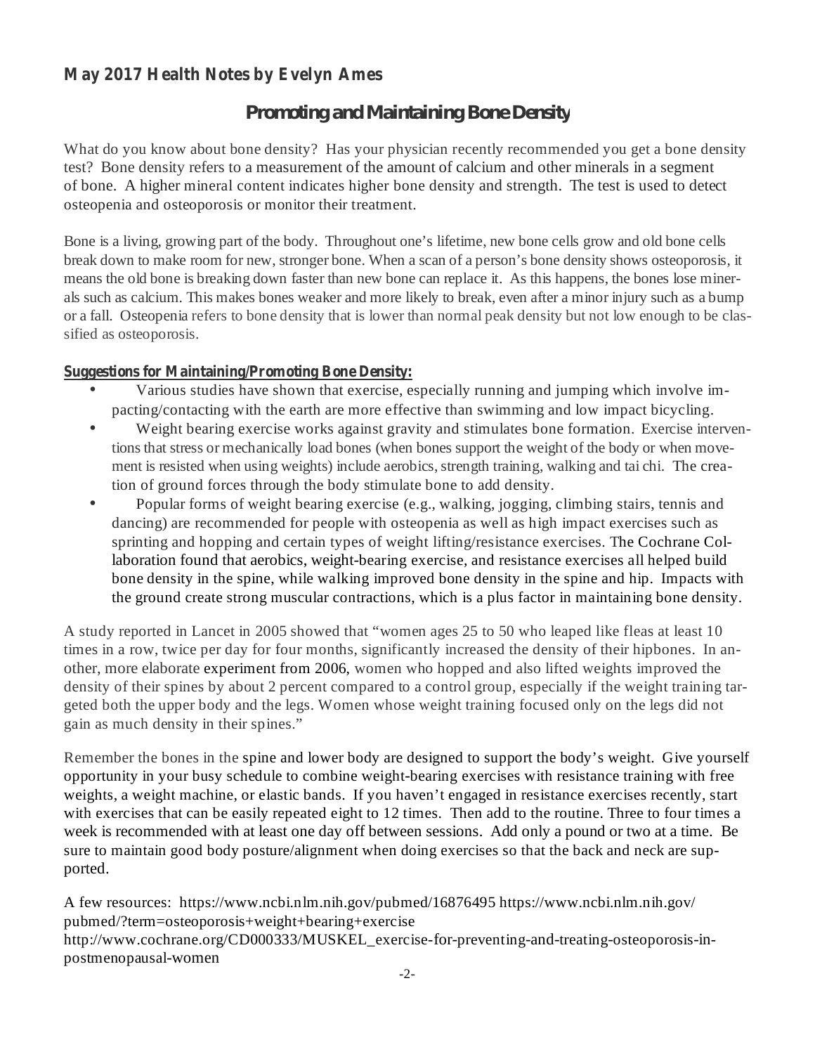**May 2017 Health Notes by Evelyn Ames**

## Promoting and Maintaining Bone Density

What do you know about bone density? Has your physician recently recommended you get a bone density test? Bone density refers to a measurement of the amount of calcium and other minerals in a segment of bone. A higher mineral content indicates higher bone density and strength. The test is used to detect osteopenia and osteoporosis or monitor their treatment.

Bone is a living, growing part of the body. Throughout one's lifetime, new bone cells grow and old bone cells break down to make room for new, stronger bone. When a scan of a person's bone density shows osteoporosis, it means the old bone is breaking down faster than new bone can replace it. As this happens, the bones lose minerals such as calcium. This makes bones weaker and more likely to break, even after a minor injury such as a bump or a fall. Osteopenia refers to bone density that is lower than normal peak density but not low enough to be classified as osteoporosis.

**Suggestions for Maintaining/Promoting Bone Density:**

- Various studies have shown that exercise, especially running and jumping which involve impacting/contacting with the earth are more effective than swimming and low impact bicycling.
- Weight bearing exercise works against gravity and stimulates bone formation. Exercise interventions that stress or mechanically load bones (when bones support the weight of the body or when movement is resisted when using weights) include aerobics, strength training, walking and tai chi. The creation of ground forces through the body stimulate bone to add density.
- Popular forms of weight bearing exercise (e.g., walking, jogging, climbing stairs, tennis and dancing) are recommended for people with osteopenia as well as high impact exercises such as sprinting and hopping and certain types of weight lifting/resistance exercises. The Cochrane Collaboration found that aerobics, weight-bearing exercise, and resistance exercises all helped build bone density in the spine, while walking improved bone density in the spine and hip. Impacts with the ground create strong muscular contractions, which is a plus factor in maintaining bone density.

A study reported in Lancet in 2005 showed that "women ages 25 to 50 who leaped like fleas at least 10 times in a row, twice per day for four months, significantly increased the density of their hipbones. In another, more elaborate experiment from 2006, women who hopped and also lifted weights improved the density of their spines by about 2 percent compared to a control group, especially if the weight training targeted both the upper body and the legs. Women whose weight training focused only on the legs did not gain as much density in their spines."

Remember the bones in the spine and lower body are designed to support the body's weight. Give yourself opportunity in your busy schedule to combine weight-bearing exercises with resistance training with free weights, a weight machine, or elastic bands. If you haven't engaged in resistance exercises recently, start with exercises that can be easily repeated eight to 12 times. Then add to the routine. Three to four times a week is recommended with at least one day off between sessions. Add only a pound or two at a time. Be sure to maintain good body posture/alignment when doing exercises so that the back and neck are supported.

A few resources: https://www.ncbi.nlm.nih.gov/pubmed/16876495 https://www.ncbi.nlm.nih.gov/pubmed/?term=osteoporosis+weight+bearing+exercise
http://www.cochrane.org/CD000333/MUSKEL_exercise-for-preventing-and-treating-osteoporosis-in-postmenopausal-women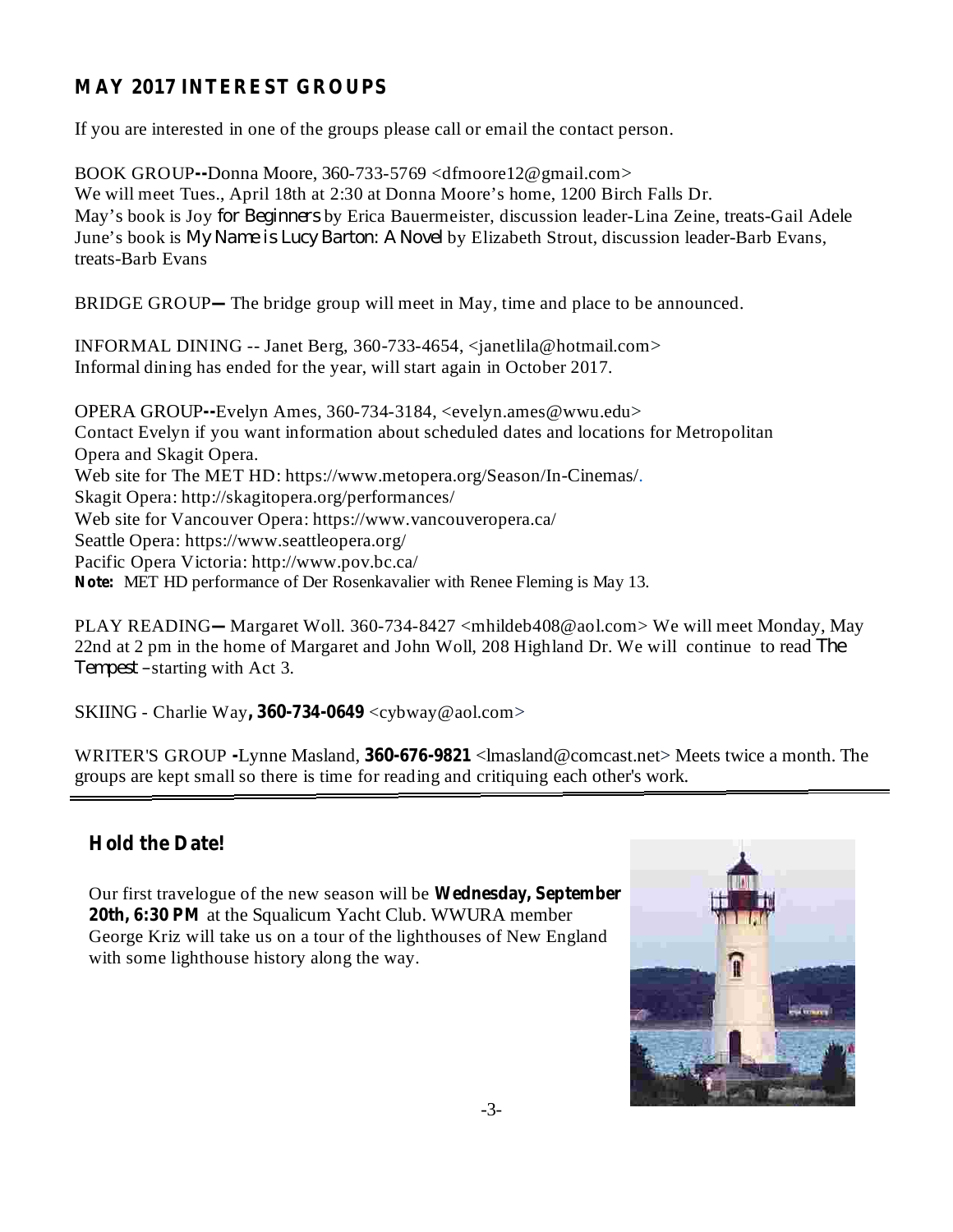## MAY 2017 INTEREST GROUPS

If you are interested in one of the groups please call or email the contact person.

BOOK GROUP**--**Donna Moore, 360-733-5769 <dfmoore12@gmail.com>
We will meet Tues., April 18th at 2:30 at Donna Moore's home, 1200 Birch Falls Dr.
May's book is Joy *for Beginners* by Erica Bauermeister, discussion leader-Lina Zeine, treats-Gail Adele
June's book is *My Name is Lucy Barton: A Novel* by Elizabeth Strout, discussion leader-Barb Evans, treats-Barb Evans

BRIDGE GROUP**—** The bridge group will meet in May, time and place to be announced.

INFORMAL DINING -- Janet Berg, 360-733-4654, <janetlila@hotmail.com>
Informal dining has ended for the year, will start again in October 2017.

OPERA GROUP**--**Evelyn Ames, 360-734-3184, <evelyn.ames@wwu.edu>
Contact Evelyn if you want information about scheduled dates and locations for Metropolitan Opera and Skagit Opera.
Web site for The MET HD: https://www.metopera.org/Season/In-Cinemas/.
Skagit Opera: http://skagitopera.org/performances/
Web site for Vancouver Opera: https://www.vancouveropera.ca/
Seattle Opera: https://www.seattleopera.org/
Pacific Opera Victoria: http://www.pov.bc.ca/
**Note:** MET HD performance of Der Rosenkavalier with Renee Fleming is May 13.

PLAY READING**—** Margaret Woll. 360-734-8427 <mhildeb408@aol.com> We will meet Monday, May 22nd at 2 pm in the home of Margaret and John Woll, 208 Highland Dr. We will continue to read *The Tempest* –starting with Act 3.

SKIING - Charlie Way**, 360-734-0649** <cybway@aol.com>

WRITER'S GROUP **-**Lynne Masland, **360-676-9821** <lmasland@comcast.net> Meets twice a month. The groups are kept small so there is time for reading and critiquing each other's work.

---

### Hold the Date!

Our first travelogue of the new season will be **Wednesday, September 20th, 6:30 PM** at the Squalicum Yacht Club. WWURA member George Kriz will take us on a tour of the lighthouses of New England with some lighthouse history along the way.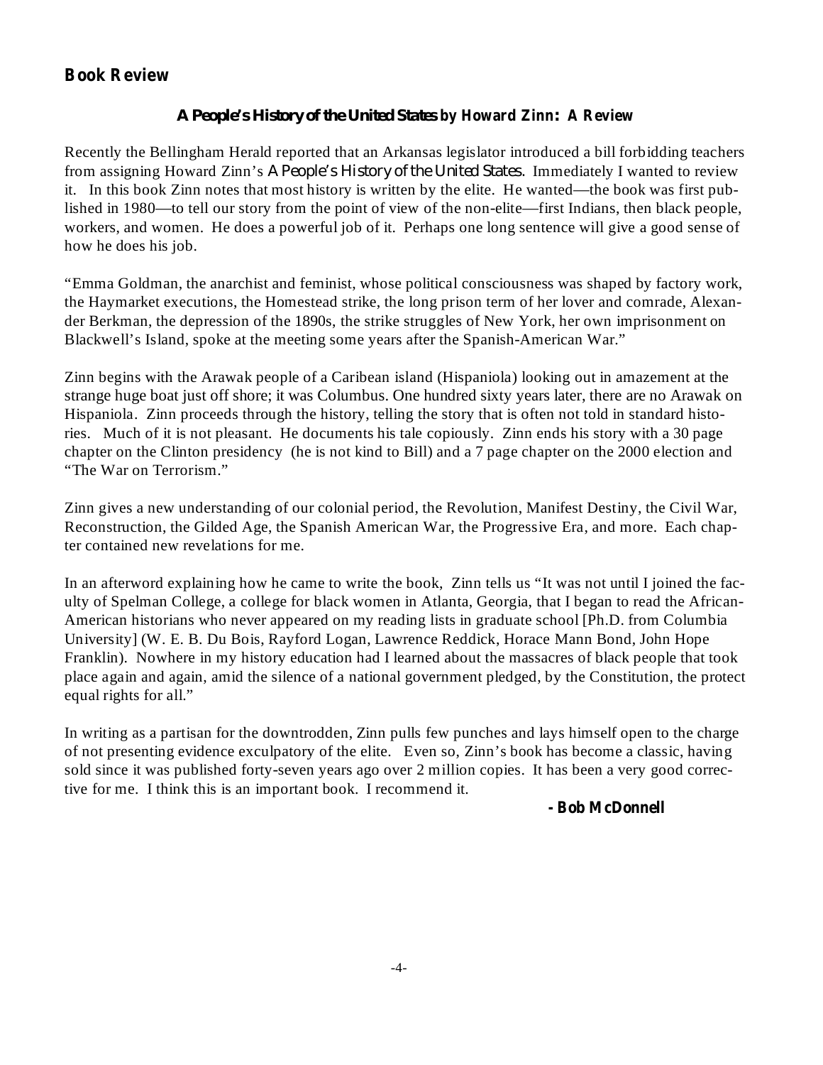## Book Review

### *A People's History of the United States* by Howard Zinn: A Review

Recently the Bellingham Herald reported that an Arkansas legislator introduced a bill forbidding teachers from assigning Howard Zinn's *A People's History of the United States*. Immediately I wanted to review it. In this book Zinn notes that most history is written by the elite. He wanted—the book was first published in 1980—to tell our story from the point of view of the non-elite—first Indians, then black people, workers, and women. He does a powerful job of it. Perhaps one long sentence will give a good sense of how he does his job.

"Emma Goldman, the anarchist and feminist, whose political consciousness was shaped by factory work, the Haymarket executions, the Homestead strike, the long prison term of her lover and comrade, Alexander Berkman, the depression of the 1890s, the strike struggles of New York, her own imprisonment on Blackwell's Island, spoke at the meeting some years after the Spanish-American War."

Zinn begins with the Arawak people of a Caribean island (Hispaniola) looking out in amazement at the strange huge boat just off shore; it was Columbus. One hundred sixty years later, there are no Arawak on Hispaniola. Zinn proceeds through the history, telling the story that is often not told in standard histories. Much of it is not pleasant. He documents his tale copiously. Zinn ends his story with a 30 page chapter on the Clinton presidency (he is not kind to Bill) and a 7 page chapter on the 2000 election and "The War on Terrorism."

Zinn gives a new understanding of our colonial period, the Revolution, Manifest Destiny, the Civil War, Reconstruction, the Gilded Age, the Spanish American War, the Progressive Era, and more. Each chapter contained new revelations for me.

In an afterword explaining how he came to write the book, Zinn tells us "It was not until I joined the faculty of Spelman College, a college for black women in Atlanta, Georgia, that I began to read the African-American historians who never appeared on my reading lists in graduate school [Ph.D. from Columbia University] (W. E. B. Du Bois, Rayford Logan, Lawrence Reddick, Horace Mann Bond, John Hope Franklin). Nowhere in my history education had I learned about the massacres of black people that took place again and again, amid the silence of a national government pledged, by the Constitution, the protect equal rights for all."

In writing as a partisan for the downtrodden, Zinn pulls few punches and lays himself open to the charge of not presenting evidence exculpatory of the elite. Even so, Zinn's book has become a classic, having sold since it was published forty-seven years ago over 2 million copies. It has been a very good corrective for me. I think this is an important book. I recommend it.

**- Bob McDonnell**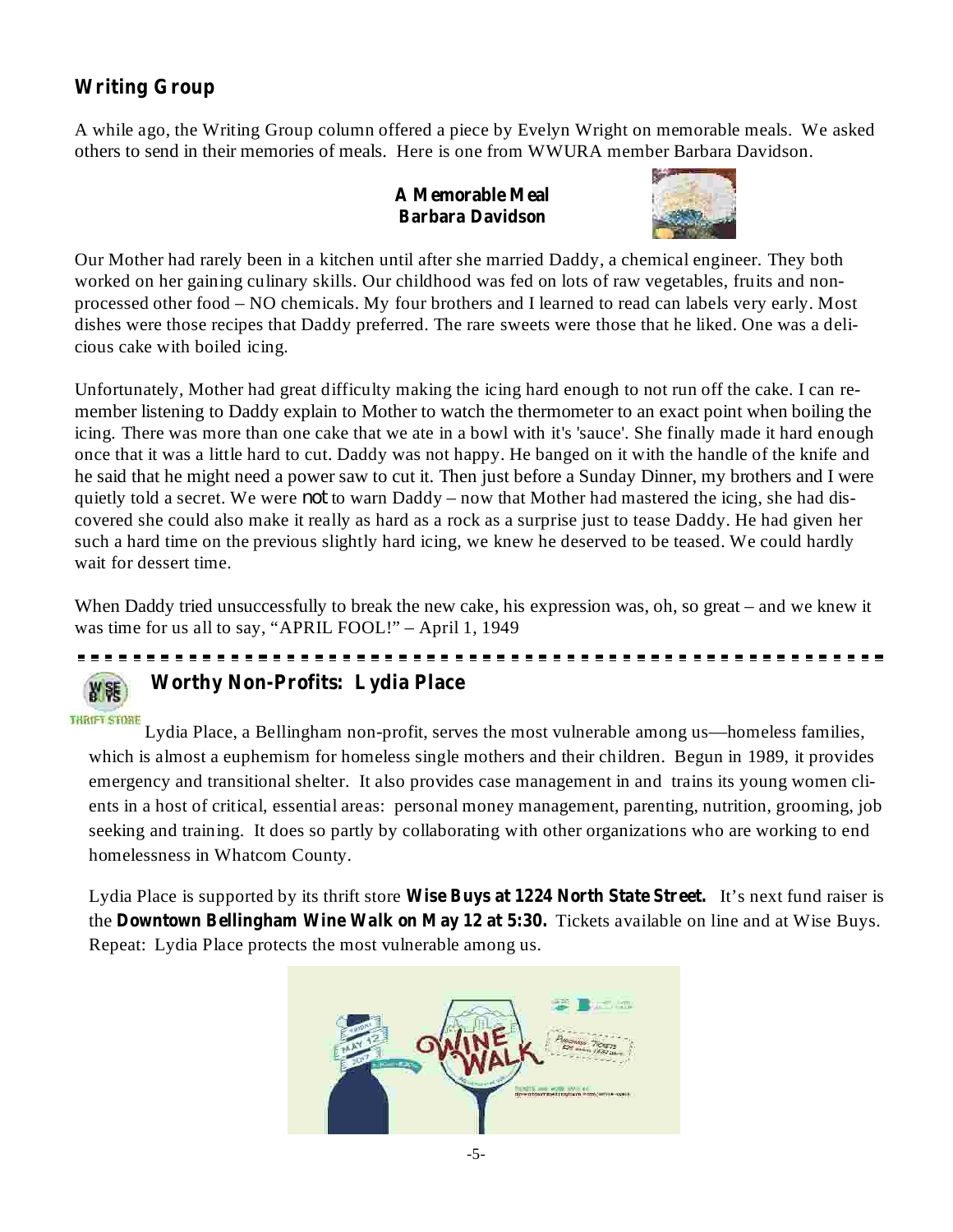## Writing Group

A while ago, the Writing Group column offered a piece by Evelyn Wright on memorable meals. We asked others to send in their memories of meals. Here is one from WWURA member Barbara Davidson.

**A Memorable Meal**
**Barbara Davidson**

Our Mother had rarely been in a kitchen until after she married Daddy, a chemical engineer. They both worked on her gaining culinary skills. Our childhood was fed on lots of raw vegetables, fruits and non-processed other food – NO chemicals. My four brothers and I learned to read can labels very early. Most dishes were those recipes that Daddy preferred. The rare sweets were those that he liked. One was a delicious cake with boiled icing.

Unfortunately, Mother had great difficulty making the icing hard enough to not run off the cake. I can remember listening to Daddy explain to Mother to watch the thermometer to an exact point when boiling the icing. There was more than one cake that we ate in a bowl with it's 'sauce'. She finally made it hard enough once that it was a little hard to cut. Daddy was not happy. He banged on it with the handle of the knife and he said that he might need a power saw to cut it. Then just before a Sunday Dinner, my brothers and I were quietly told a secret. We were *not* to warn Daddy – now that Mother had mastered the icing, she had discovered she could also make it really as hard as a rock as a surprise just to tease Daddy. He had given her such a hard time on the previous slightly hard icing, we knew he deserved to be teased. We could hardly wait for dessert time.

When Daddy tried unsuccessfully to break the new cake, his expression was, oh, so great – and we knew it was time for us all to say, "APRIL FOOL!" – April 1, 1949

---

## Worthy Non-Profits: Lydia Place

Lydia Place, a Bellingham non-profit, serves the most vulnerable among us—homeless families, which is almost a euphemism for homeless single mothers and their children. Begun in 1989, it provides emergency and transitional shelter. It also provides case management in and trains its young women clients in a host of critical, essential areas: personal money management, parenting, nutrition, grooming, job seeking and training. It does so partly by collaborating with other organizations who are working to end homelessness in Whatcom County.

Lydia Place is supported by its thrift store **Wise Buys at 1224 North State Street.** It's next fund raiser is the **Downtown Bellingham Wine Walk on May 12 at 5:30.** Tickets available on line and at Wise Buys. Repeat: Lydia Place protects the most vulnerable among us.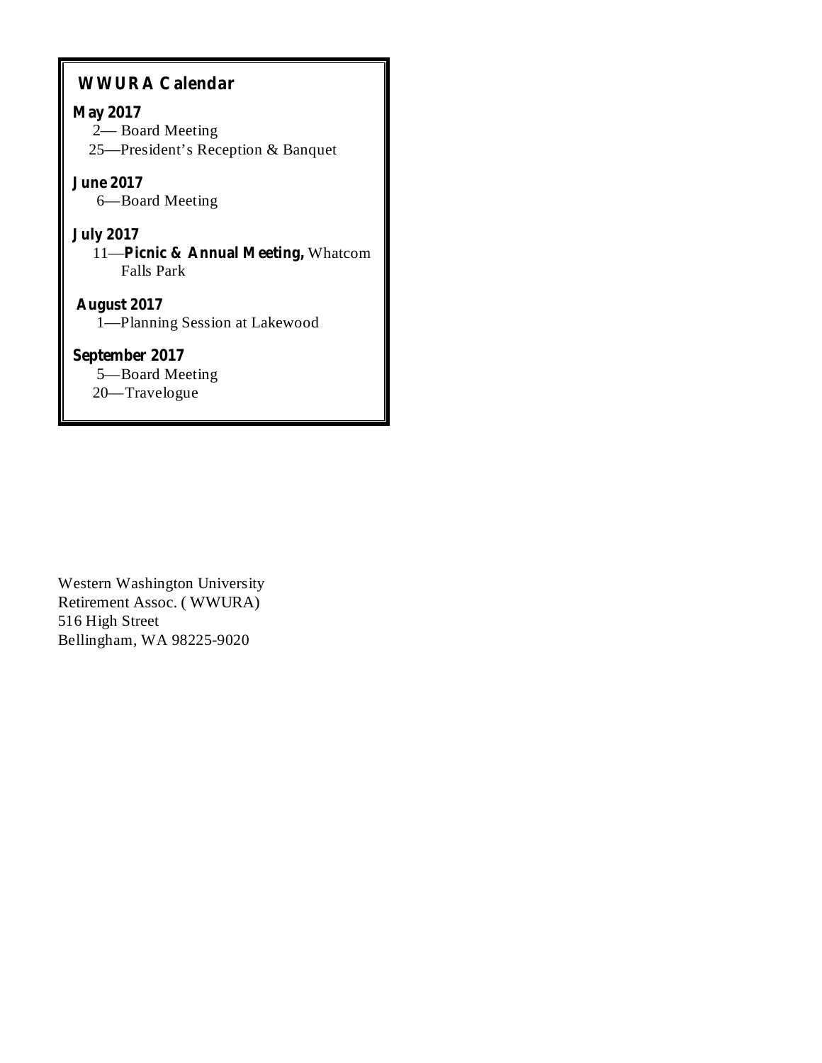## WWURA Calendar

**May 2017**

2— Board Meeting
25—President's Reception & Banquet

**June 2017**

6—Board Meeting

**July 2017**

11—**Picnic & Annual Meeting,** Whatcom Falls Park

**August 2017**

1—Planning Session at Lakewood

**September 2017**

5—Board Meeting
20—Travelogue

Western Washington University
Retirement Assoc. ( WWURA)
516 High Street
Bellingham, WA 98225-9020